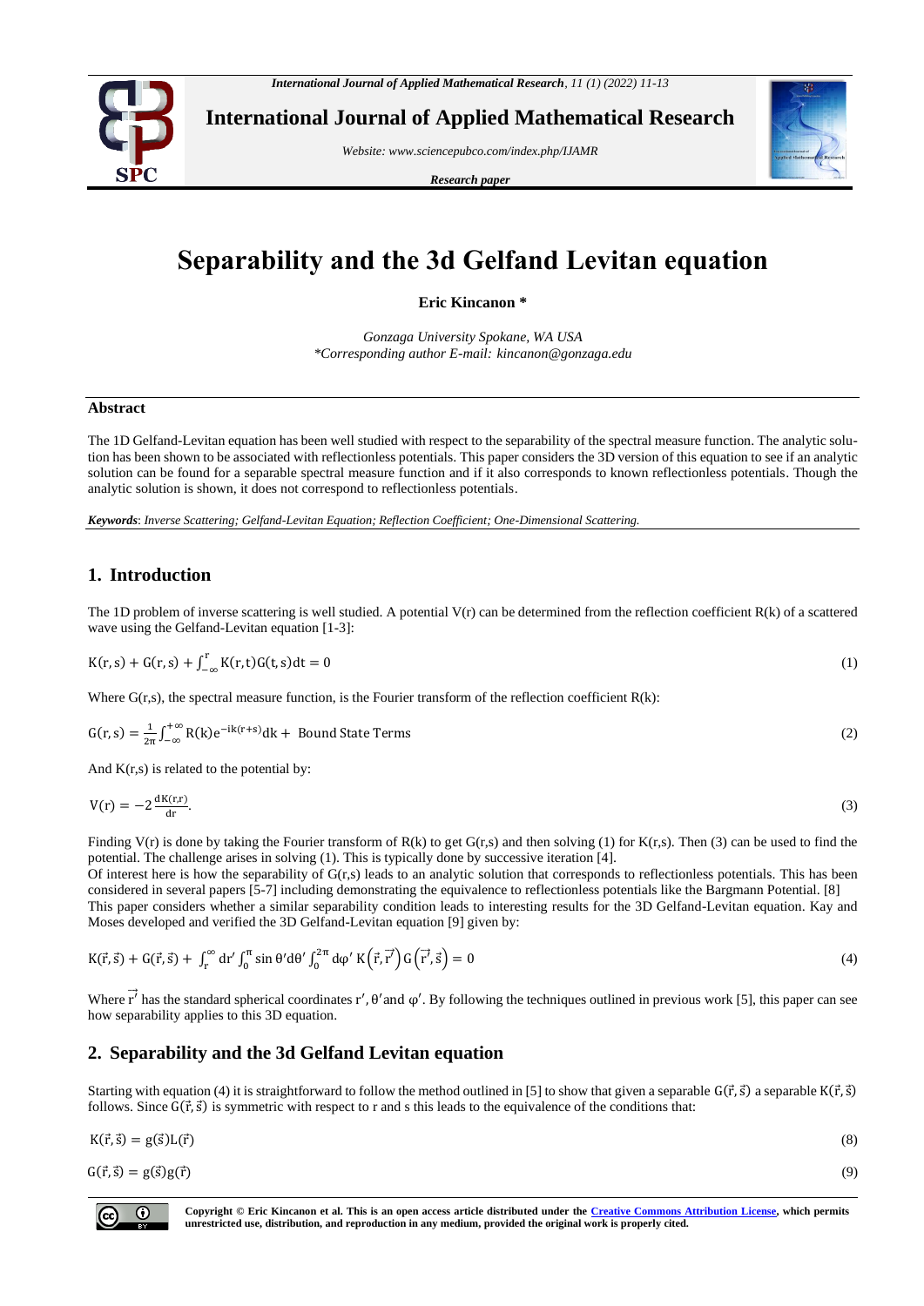# Separability and the 3d Gelfand Levitan equation

**Eric Kincanon \***

*Gonzaga University Spokane, WA USA*
*\*Corresponding author E-mail: kincanon@gonzaga.edu*

---

## Abstract

The 1D Gelfand-Levitan equation has been well studied with respect to the separability of the spectral measure function. The analytic solution has been shown to be associated with reflectionless potentials. This paper considers the 3D version of this equation to see if an analytic solution can be found for a separable spectral measure function and if it also corresponds to known reflectionless potentials. Though the analytic solution is shown, it does not correspond to reflectionless potentials.

***Keywords**: Inverse Scattering; Gelfand-Levitan Equation; Reflection Coefficient; One-Dimensional Scattering.*

---

## 1. Introduction

The 1D problem of inverse scattering is well studied. A potential V(r) can be determined from the reflection coefficient R(k) of a scattered wave using the Gelfand-Levitan equation [1-3]:

$$K(r,s) + G(r,s) + \int_{-\infty}^{r} K(r,t)G(t,s)dt = 0 \tag{1}$$

Where G(r,s), the spectral measure function, is the Fourier transform of the reflection coefficient R(k):

$$G(r,s) = \frac{1}{2\pi}\int_{-\infty}^{+\infty} R(k)e^{-ik(r+s)}dk + \text{ Bound State Terms} \tag{2}$$

And K(r,s) is related to the potential by:

$$V(r) = -2\frac{dK(r,r)}{dr}. \tag{3}$$

Finding V(r) is done by taking the Fourier transform of R(k) to get G(r,s) and then solving (1) for K(r,s). Then (3) can be used to find the potential. The challenge arises in solving (1). This is typically done by successive iteration [4].

Of interest here is how the separability of G(r,s) leads to an analytic solution that corresponds to reflectionless potentials. This has been considered in several papers [5-7] including demonstrating the equivalence to reflectionless potentials like the Bargmann Potential. [8]

This paper considers whether a similar separability condition leads to interesting results for the 3D Gelfand-Levitan equation. Kay and Moses developed and verified the 3D Gelfand-Levitan equation [9] given by:

$$K(\vec{r},\vec{s}) + G(\vec{r},\vec{s}) + \int_{r}^{\infty} dr' \int_{0}^{\pi} \sin\theta' d\theta' \int_{0}^{2\pi} d\varphi' \, K\left(\vec{r},\vec{r'}\right) G\left(\vec{r'},\vec{s}\right) = 0 \tag{4}$$

Where $\vec{r'}$ has the standard spherical coordinates $r'$, $\theta'$ and $\varphi'$. By following the techniques outlined in previous work [5], this paper can see how separability applies to this 3D equation.

## 2. Separability and the 3d Gelfand Levitan equation

Starting with equation (4) it is straightforward to follow the method outlined in [5] to show that given a separable $G(\vec{r},\vec{s})$ a separable $K(\vec{r},\vec{s})$ follows. Since $G(\vec{r},\vec{s})$ is symmetric with respect to r and s this leads to the equivalence of the conditions that:

$$K(\vec{r},\vec{s}) = g(\vec{s})L(\vec{r}) \tag{8}$$

$$G(\vec{r},\vec{s}) = g(\vec{s})g(\vec{r}) \tag{9}$$

Copyright © Eric Kincanon et al. This is an open access article distributed under the Creative Commons Attribution License, which permits unrestricted use, distribution, and reproduction in any medium, provided the original work is properly cited.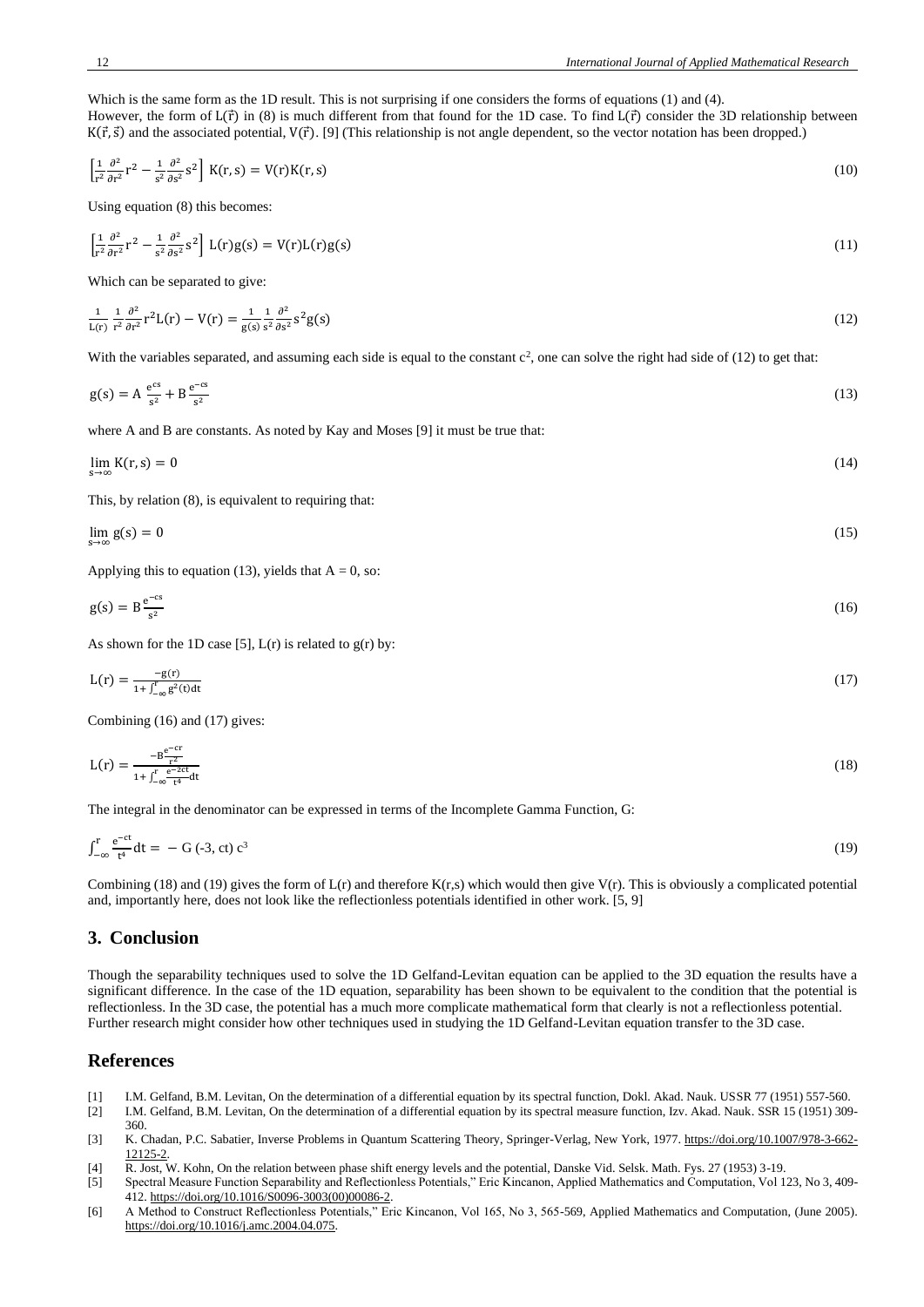Which is the same form as the 1D result. This is not surprising if one considers the forms of equations (1) and (4).
However, the form of $L(\vec{r})$ in (8) is much different from that found for the 1D case. To find $L(\vec{r})$ consider the 3D relationship between $K(\vec{r}, \vec{s})$ and the associated potential, $V(\vec{r})$. [9] (This relationship is not angle dependent, so the vector notation has been dropped.)

$$\left[\frac{1}{r^2}\frac{\partial^2}{\partial r^2}r^2 - \frac{1}{s^2}\frac{\partial^2}{\partial s^2}s^2\right] K(r,s) = V(r)K(r,s) \tag{10}$$

Using equation (8) this becomes:

$$\left[\frac{1}{r^2}\frac{\partial^2}{\partial r^2}r^2 - \frac{1}{s^2}\frac{\partial^2}{\partial s^2}s^2\right] L(r)g(s) = V(r)L(r)g(s) \tag{11}$$

Which can be separated to give:

$$\frac{1}{L(r)}\frac{1}{r^2}\frac{\partial^2}{\partial r^2}r^2L(r) - V(r) = \frac{1}{g(s)}\frac{1}{s^2}\frac{\partial^2}{\partial s^2}s^2g(s) \tag{12}$$

With the variables separated, and assuming each side is equal to the constant $c^2$, one can solve the right had side of (12) to get that:

$$g(s) = A\,\frac{e^{cs}}{s^2} + B\,\frac{e^{-cs}}{s^2} \tag{13}$$

where A and B are constants. As noted by Kay and Moses [9] it must be true that:

$$\lim_{s\to\infty} K(r,s) = 0 \tag{14}$$

This, by relation (8), is equivalent to requiring that:

$$\lim_{s\to\infty} g(s) = 0 \tag{15}$$

Applying this to equation (13), yields that $A = 0$, so:

$$g(s) = B\frac{e^{-cs}}{s^2} \tag{16}$$

As shown for the 1D case [5], $L(r)$ is related to $g(r)$ by:

$$L(r) = \frac{-g(r)}{1 + \int_{-\infty}^{r} g^2(t)dt} \tag{17}$$

Combining (16) and (17) gives:

$$L(r) = \frac{-B\frac{e^{-cr}}{r^2}}{1 + \int_{-\infty}^{r} \frac{e^{-2ct}}{t^4}dt} \tag{18}$$

The integral in the denominator can be expressed in terms of the Incomplete Gamma Function, G:

$$\int_{-\infty}^{r} \frac{e^{-ct}}{t^4}dt = -\,G\,(-3, ct)\,c^3 \tag{19}$$

Combining (18) and (19) gives the form of $L(r)$ and therefore $K(r,s)$ which would then give $V(r)$. This is obviously a complicated potential and, importantly here, does not look like the reflectionless potentials identified in other work. [5, 9]

## 3. Conclusion

Though the separability techniques used to solve the 1D Gelfand-Levitan equation can be applied to the 3D equation the results have a significant difference. In the case of the 1D equation, separability has been shown to be equivalent to the condition that the potential is reflectionless. In the 3D case, the potential has a much more complicate mathematical form that clearly is not a reflectionless potential. Further research might consider how other techniques used in studying the 1D Gelfand-Levitan equation transfer to the 3D case.

## References

[1] I.M. Gelfand, B.M. Levitan, On the determination of a differential equation by its spectral function, Dokl. Akad. Nauk. USSR 77 (1951) 557-560.

[2] I.M. Gelfand, B.M. Levitan, On the determination of a differential equation by its spectral measure function, Izv. Akad. Nauk. SSR 15 (1951) 309-360.

[3] K. Chadan, P.C. Sabatier, Inverse Problems in Quantum Scattering Theory, Springer-Verlag, New York, 1977. https://doi.org/10.1007/978-3-662-12125-2.

[4] R. Jost, W. Kohn, On the relation between phase shift energy levels and the potential, Danske Vid. Selsk. Math. Fys. 27 (1953) 3-19.

[5] Spectral Measure Function Separability and Reflectionless Potentials," Eric Kincanon, Applied Mathematics and Computation, Vol 123, No 3, 409-412. https://doi.org/10.1016/S0096-3003(00)00086-2.

[6] A Method to Construct Reflectionless Potentials," Eric Kincanon, Vol 165, No 3, 565-569, Applied Mathematics and Computation, (June 2005). https://doi.org/10.1016/j.amc.2004.04.075.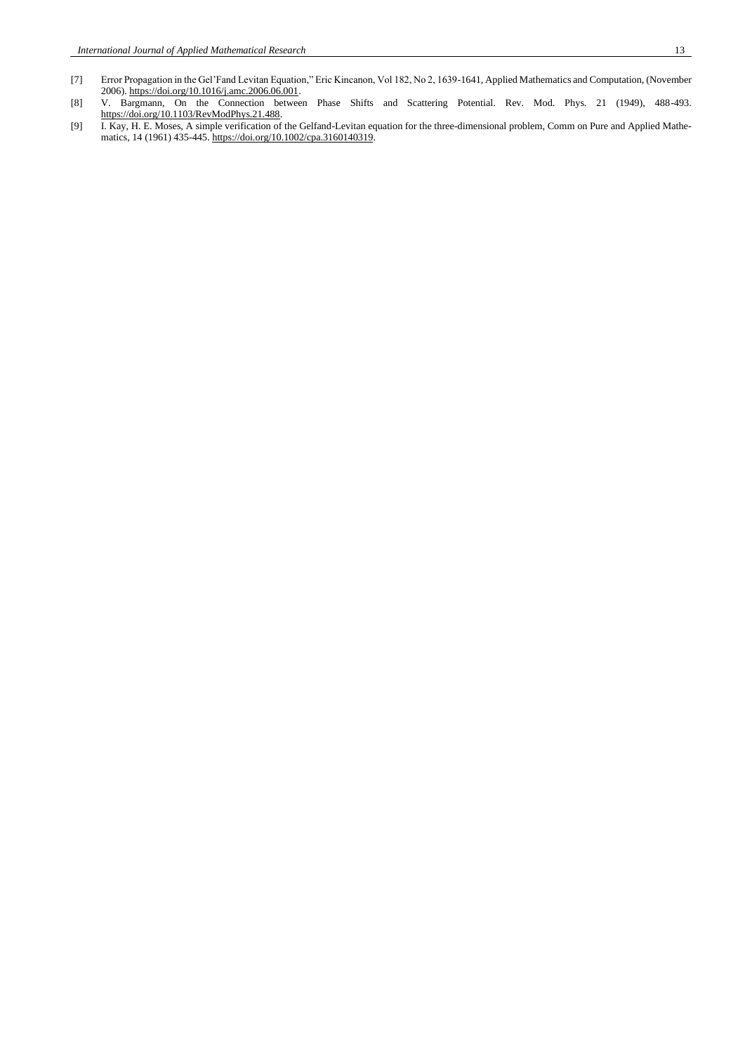[7] Error Propagation in the Gel'Fand Levitan Equation," Eric Kincanon, Vol 182, No 2, 1639-1641, Applied Mathematics and Computation, (November 2006). https://doi.org/10.1016/j.amc.2006.06.001.

[8] V. Bargmann, On the Connection between Phase Shifts and Scattering Potential. Rev. Mod. Phys. 21 (1949), 488-493. https://doi.org/10.1103/RevModPhys.21.488.

[9] I. Kay, H. E. Moses, A simple verification of the Gelfand-Levitan equation for the three-dimensional problem, Comm on Pure and Applied Mathematics, 14 (1961) 435-445. https://doi.org/10.1002/cpa.3160140319.